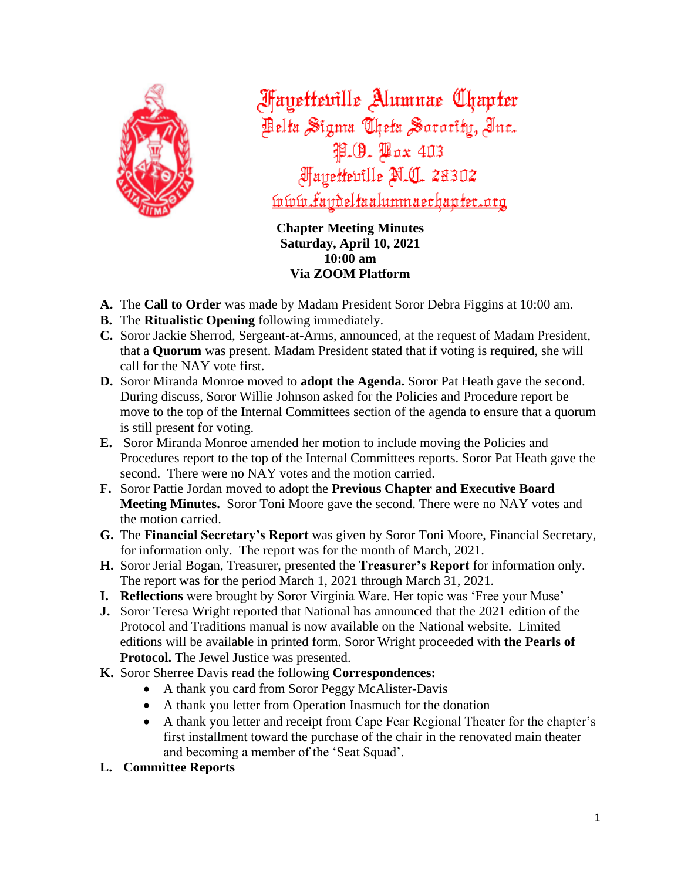# Fayetteville Alumnae Chapter
## Delta Sigma Theta Sorority, Inc.
P.O. Box 403
Fayetteville N.C. 28302
www.faydeltaalumnaechapter.org

**Chapter Meeting Minutes**
**Saturday, April 10, 2021**
**10:00 am**
**Via ZOOM Platform**

**A.** The **Call to Order** was made by Madam President Soror Debra Figgins at 10:00 am.

**B.** The **Ritualistic Opening** following immediately.

**C.** Soror Jackie Sherrod, Sergeant-at-Arms, announced, at the request of Madam President, that a **Quorum** was present. Madam President stated that if voting is required, she will call for the NAY vote first.

**D.** Soror Miranda Monroe moved to **adopt the Agenda.** Soror Pat Heath gave the second. During discuss, Soror Willie Johnson asked for the Policies and Procedure report be move to the top of the Internal Committees section of the agenda to ensure that a quorum is still present for voting.

**E.** Soror Miranda Monroe amended her motion to include moving the Policies and Procedures report to the top of the Internal Committees reports. Soror Pat Heath gave the second. There were no NAY votes and the motion carried.

**F.** Soror Pattie Jordan moved to adopt the **Previous Chapter and Executive Board Meeting Minutes.** Soror Toni Moore gave the second. There were no NAY votes and the motion carried.

**G.** The **Financial Secretary's Report** was given by Soror Toni Moore, Financial Secretary, for information only. The report was for the month of March, 2021.

**H.** Soror Jerial Bogan, Treasurer, presented the **Treasurer's Report** for information only. The report was for the period March 1, 2021 through March 31, 2021.

**I.** **Reflections** were brought by Soror Virginia Ware. Her topic was 'Free your Muse'

**J.** Soror Teresa Wright reported that National has announced that the 2021 edition of the Protocol and Traditions manual is now available on the National website. Limited editions will be available in printed form. Soror Wright proceeded with **the Pearls of Protocol.** The Jewel Justice was presented.

**K.** Soror Sherree Davis read the following **Correspondences:**

- A thank you card from Soror Peggy McAlister-Davis
- A thank you letter from Operation Inasmuch for the donation
- A thank you letter and receipt from Cape Fear Regional Theater for the chapter's first installment toward the purchase of the chair in the renovated main theater and becoming a member of the 'Seat Squad'.

**L.** **Committee Reports**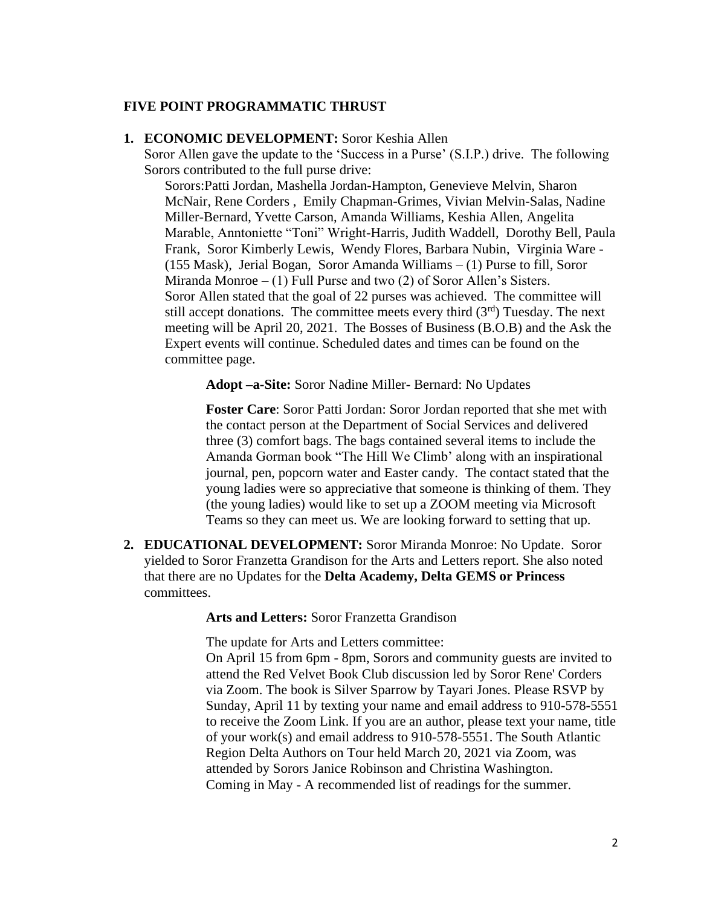**FIVE POINT PROGRAMMATIC THRUST**

1. **ECONOMIC DEVELOPMENT:** Soror Keshia Allen
   Soror Allen gave the update to the 'Success in a Purse' (S.I.P.) drive. The following Sorors contributed to the full purse drive:

   Sorors:Patti Jordan, Mashella Jordan-Hampton, Genevieve Melvin, Sharon McNair, Rene Corders , Emily Chapman-Grimes, Vivian Melvin-Salas, Nadine Miller-Bernard, Yvette Carson, Amanda Williams, Keshia Allen, Angelita Marable, Anntoniette "Toni" Wright-Harris, Judith Waddell, Dorothy Bell, Paula Frank, Soror Kimberly Lewis, Wendy Flores, Barbara Nubin, Virginia Ware - (155 Mask), Jerial Bogan, Soror Amanda Williams – (1) Purse to fill, Soror Miranda Monroe – (1) Full Purse and two (2) of Soror Allen's Sisters.
   Soror Allen stated that the goal of 22 purses was achieved. The committee will still accept donations. The committee meets every third (3rd) Tuesday. The next meeting will be April 20, 2021. The Bosses of Business (B.O.B) and the Ask the Expert events will continue. Scheduled dates and times can be found on the committee page.

   **Adopt –a-Site:** Soror Nadine Miller- Bernard: No Updates

   **Foster Care**: Soror Patti Jordan: Soror Jordan reported that she met with the contact person at the Department of Social Services and delivered three (3) comfort bags. The bags contained several items to include the Amanda Gorman book "The Hill We Climb' along with an inspirational journal, pen, popcorn water and Easter candy. The contact stated that the young ladies were so appreciative that someone is thinking of them. They (the young ladies) would like to set up a ZOOM meeting via Microsoft Teams so they can meet us. We are looking forward to setting that up.

2. **EDUCATIONAL DEVELOPMENT:** Soror Miranda Monroe: No Update. Soror yielded to Soror Franzetta Grandison for the Arts and Letters report. She also noted that there are no Updates for the **Delta Academy, Delta GEMS or Princess** committees.

   **Arts and Letters:** Soror Franzetta Grandison

   The update for Arts and Letters committee:
   On April 15 from 6pm - 8pm, Sorors and community guests are invited to attend the Red Velvet Book Club discussion led by Soror Rene' Corders via Zoom. The book is Silver Sparrow by Tayari Jones. Please RSVP by Sunday, April 11 by texting your name and email address to 910-578-5551 to receive the Zoom Link. If you are an author, please text your name, title of your work(s) and email address to 910-578-5551. The South Atlantic Region Delta Authors on Tour held March 20, 2021 via Zoom, was attended by Sorors Janice Robinson and Christina Washington.
   Coming in May - A recommended list of readings for the summer.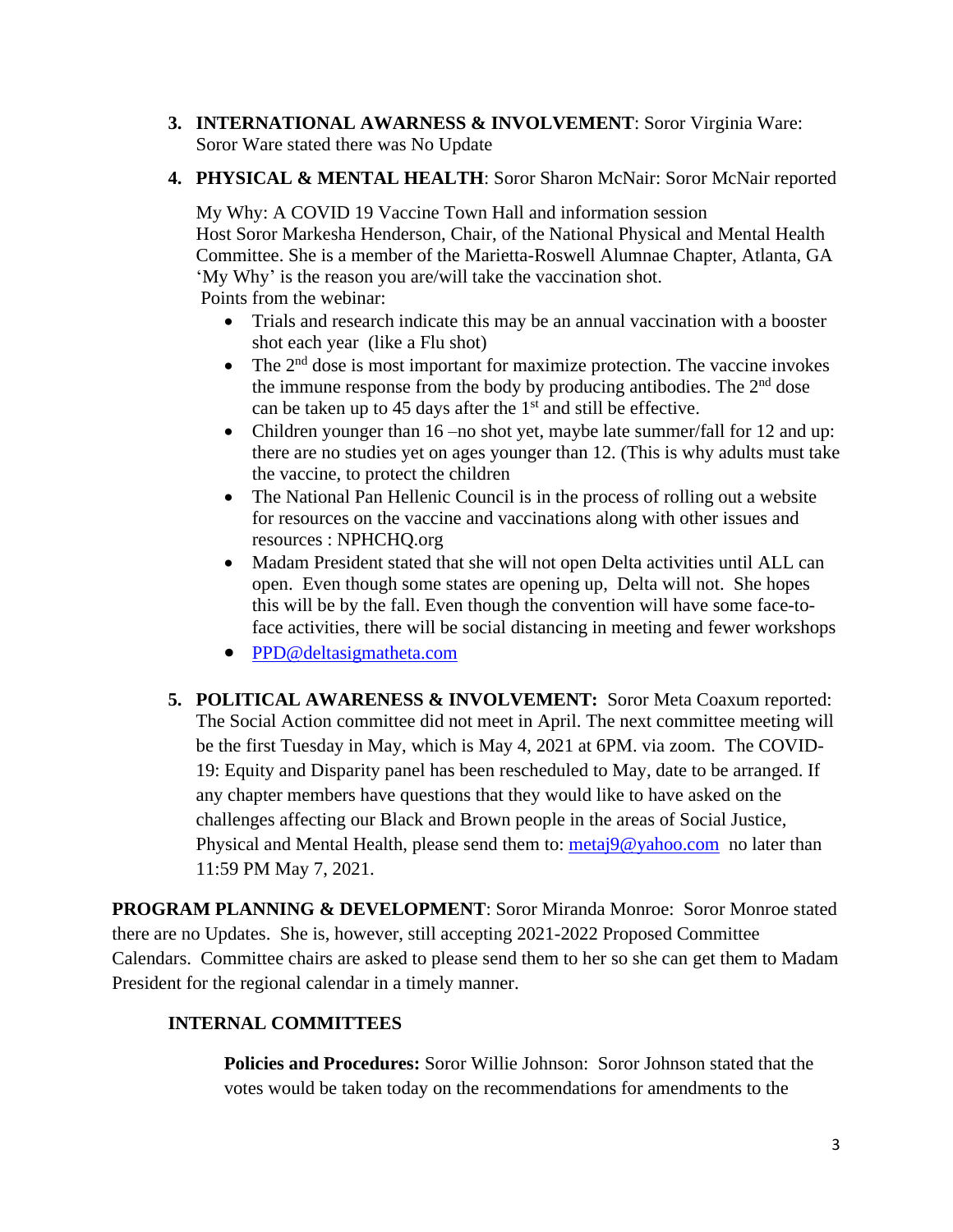3. **INTERNATIONAL AWARNESS & INVOLVEMENT**: Soror Virginia Ware: Soror Ware stated there was No Update

4. **PHYSICAL & MENTAL HEALTH**: Soror Sharon McNair: Soror McNair reported

   My Why: A COVID 19 Vaccine Town Hall and information session
   Host Soror Markesha Henderson, Chair, of the National Physical and Mental Health Committee. She is a member of the Marietta-Roswell Alumnae Chapter, Atlanta, GA
   'My Why' is the reason you are/will take the vaccination shot.
   Points from the webinar:

   - Trials and research indicate this may be an annual vaccination with a booster shot each year (like a Flu shot)
   - The 2nd dose is most important for maximize protection. The vaccine invokes the immune response from the body by producing antibodies. The 2nd dose can be taken up to 45 days after the 1st and still be effective.
   - Children younger than 16 –no shot yet, maybe late summer/fall for 12 and up: there are no studies yet on ages younger than 12. (This is why adults must take the vaccine, to protect the children
   - The National Pan Hellenic Council is in the process of rolling out a website for resources on the vaccine and vaccinations along with other issues and resources : NPHCHQ.org
   - Madam President stated that she will not open Delta activities until ALL can open. Even though some states are opening up, Delta will not. She hopes this will be by the fall. Even though the convention will have some face-to-face activities, there will be social distancing in meeting and fewer workshops
   - PPD@deltasigmatheta.com

5. **POLITICAL AWARENESS & INVOLVEMENT:** Soror Meta Coaxum reported: The Social Action committee did not meet in April. The next committee meeting will be the first Tuesday in May, which is May 4, 2021 at 6PM. via zoom. The COVID-19: Equity and Disparity panel has been rescheduled to May, date to be arranged. If any chapter members have questions that they would like to have asked on the challenges affecting our Black and Brown people in the areas of Social Justice, Physical and Mental Health, please send them to: metaj9@yahoo.com no later than 11:59 PM May 7, 2021.

**PROGRAM PLANNING & DEVELOPMENT**: Soror Miranda Monroe: Soror Monroe stated there are no Updates. She is, however, still accepting 2021-2022 Proposed Committee Calendars. Committee chairs are asked to please send them to her so she can get them to Madam President for the regional calendar in a timely manner.

**INTERNAL COMMITTEES**

**Policies and Procedures:** Soror Willie Johnson: Soror Johnson stated that the votes would be taken today on the recommendations for amendments to the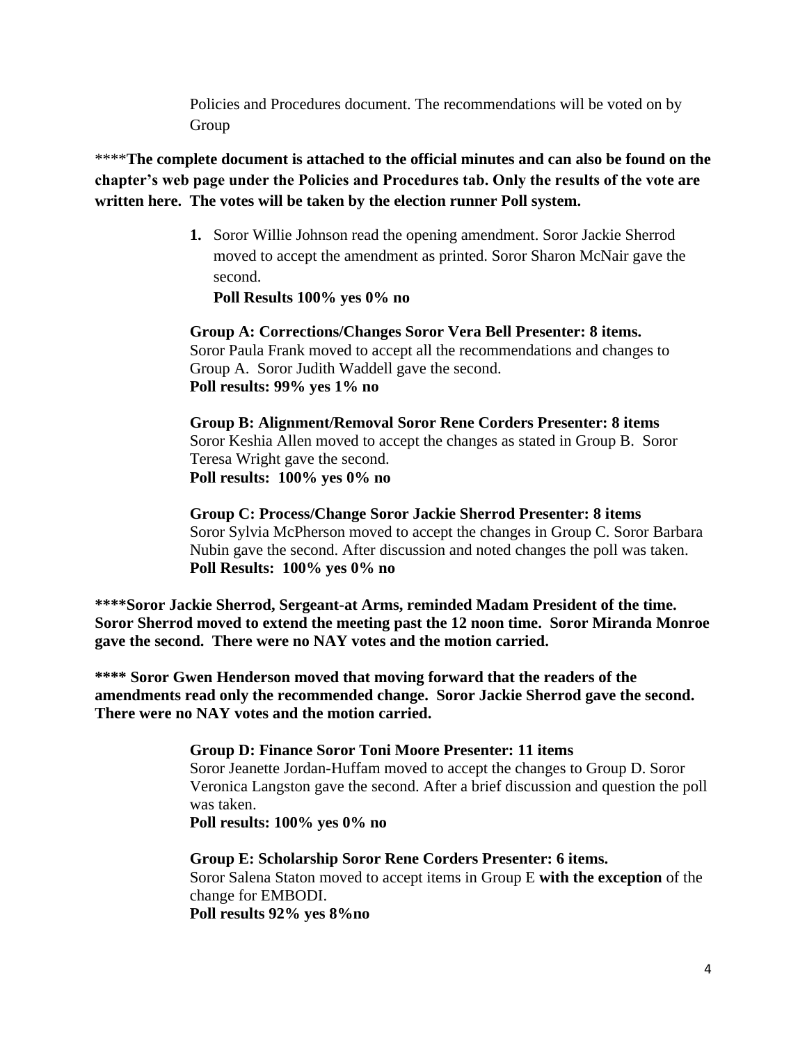Policies and Procedures document. The recommendations will be voted on by Group

****The complete document is attached to the official minutes and can also be found on the chapter's web page under the Policies and Procedures tab. Only the results of the vote are written here. The votes will be taken by the election runner Poll system.**

1. Soror Willie Johnson read the opening amendment. Soror Jackie Sherrod moved to accept the amendment as printed. Soror Sharon McNair gave the second.
   **Poll Results 100% yes 0% no**

   **Group A: Corrections/Changes Soror Vera Bell Presenter: 8 items.**
   Soror Paula Frank moved to accept all the recommendations and changes to Group A. Soror Judith Waddell gave the second.
   **Poll results: 99% yes 1% no**

   **Group B: Alignment/Removal Soror Rene Corders Presenter: 8 items**
   Soror Keshia Allen moved to accept the changes as stated in Group B. Soror Teresa Wright gave the second.
   **Poll results: 100% yes 0% no**

   **Group C: Process/Change Soror Jackie Sherrod Presenter: 8 items**
   Soror Sylvia McPherson moved to accept the changes in Group C. Soror Barbara Nubin gave the second. After discussion and noted changes the poll was taken.
   **Poll Results: 100% yes 0% no**

**\*\*\*\*Soror Jackie Sherrod, Sergeant-at Arms, reminded Madam President of the time. Soror Sherrod moved to extend the meeting past the 12 noon time. Soror Miranda Monroe gave the second. There were no NAY votes and the motion carried.**

**\*\*\*\* Soror Gwen Henderson moved that moving forward that the readers of the amendments read only the recommended change. Soror Jackie Sherrod gave the second. There were no NAY votes and the motion carried.**

**Group D: Finance Soror Toni Moore Presenter: 11 items**
Soror Jeanette Jordan-Huffam moved to accept the changes to Group D. Soror Veronica Langston gave the second. After a brief discussion and question the poll was taken.
**Poll results: 100% yes 0% no**

**Group E: Scholarship Soror Rene Corders Presenter: 6 items.**
Soror Salena Staton moved to accept items in Group E **with the exception** of the change for EMBODI.
**Poll results 92% yes 8%no**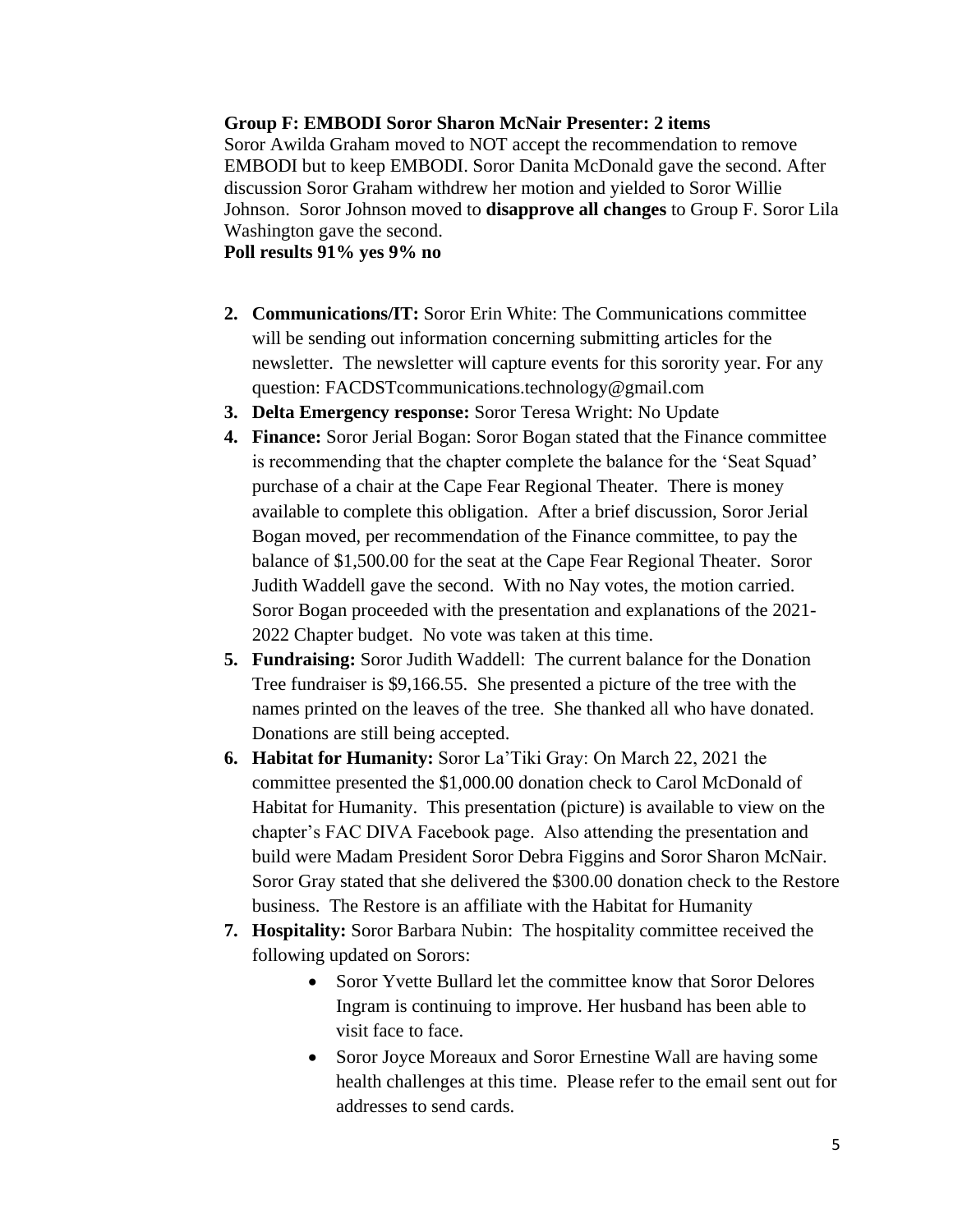**Group F: EMBODI Soror Sharon McNair Presenter: 2 items**
Soror Awilda Graham moved to NOT accept the recommendation to remove EMBODI but to keep EMBODI. Soror Danita McDonald gave the second. After discussion Soror Graham withdrew her motion and yielded to Soror Willie Johnson. Soror Johnson moved to **disapprove all changes** to Group F. Soror Lila Washington gave the second.
**Poll results 91% yes 9% no**

2. **Communications/IT:** Soror Erin White: The Communications committee will be sending out information concerning submitting articles for the newsletter. The newsletter will capture events for this sorority year. For any question: FACDSTcommunications.technology@gmail.com
3. **Delta Emergency response:** Soror Teresa Wright: No Update
4. **Finance:** Soror Jerial Bogan: Soror Bogan stated that the Finance committee is recommending that the chapter complete the balance for the 'Seat Squad' purchase of a chair at the Cape Fear Regional Theater. There is money available to complete this obligation. After a brief discussion, Soror Jerial Bogan moved, per recommendation of the Finance committee, to pay the balance of $1,500.00 for the seat at the Cape Fear Regional Theater. Soror Judith Waddell gave the second. With no Nay votes, the motion carried. Soror Bogan proceeded with the presentation and explanations of the 2021-2022 Chapter budget. No vote was taken at this time.
5. **Fundraising:** Soror Judith Waddell: The current balance for the Donation Tree fundraiser is $9,166.55. She presented a picture of the tree with the names printed on the leaves of the tree. She thanked all who have donated. Donations are still being accepted.
6. **Habitat for Humanity:** Soror La'Tiki Gray: On March 22, 2021 the committee presented the $1,000.00 donation check to Carol McDonald of Habitat for Humanity. This presentation (picture) is available to view on the chapter's FAC DIVA Facebook page. Also attending the presentation and build were Madam President Soror Debra Figgins and Soror Sharon McNair. Soror Gray stated that she delivered the $300.00 donation check to the Restore business. The Restore is an affiliate with the Habitat for Humanity
7. **Hospitality:** Soror Barbara Nubin: The hospitality committee received the following updated on Sorors:
    - Soror Yvette Bullard let the committee know that Soror Delores Ingram is continuing to improve. Her husband has been able to visit face to face.
    - Soror Joyce Moreaux and Soror Ernestine Wall are having some health challenges at this time. Please refer to the email sent out for addresses to send cards.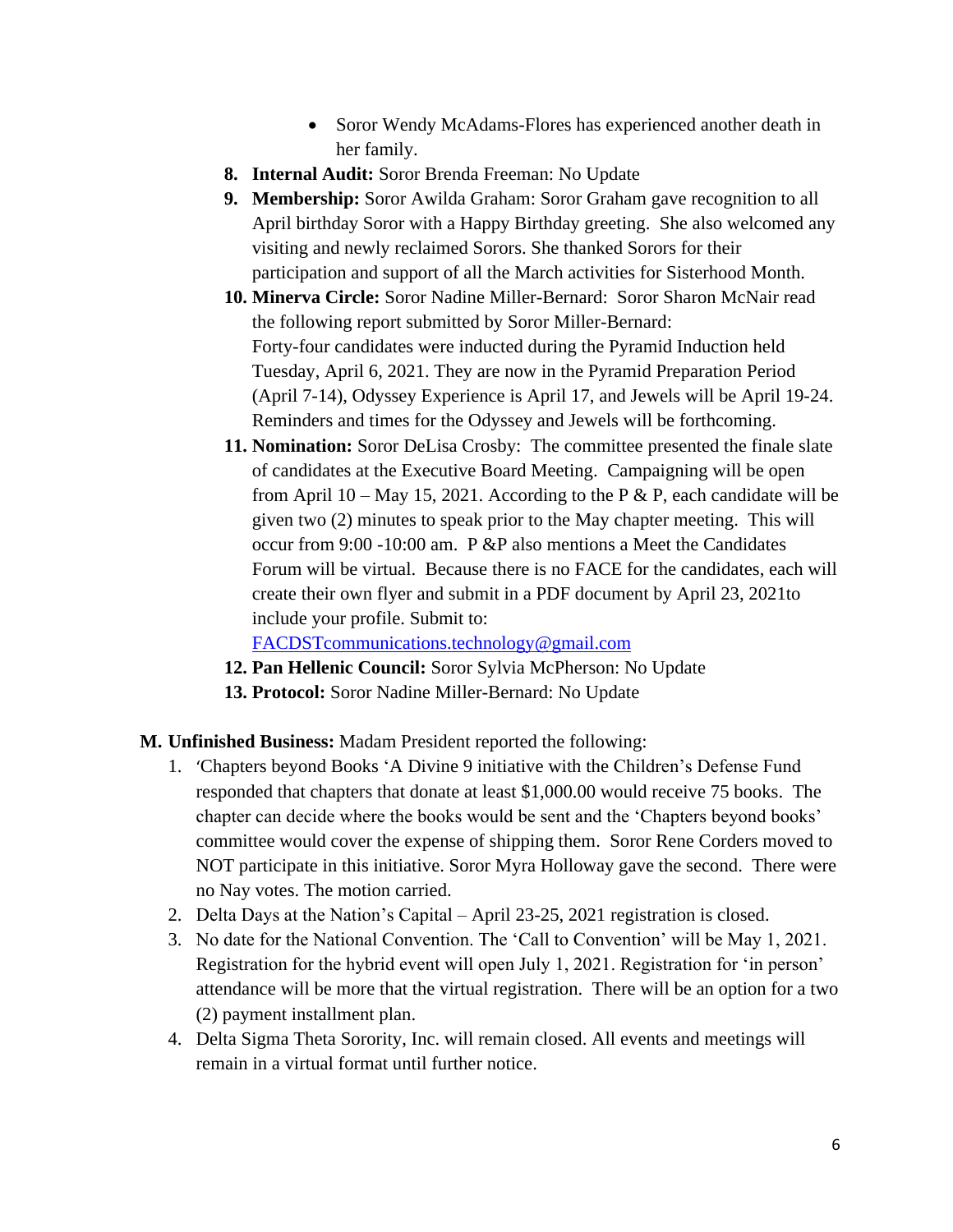- Soror Wendy McAdams-Flores has experienced another death in her family.

8. **Internal Audit:** Soror Brenda Freeman: No Update
9. **Membership:** Soror Awilda Graham: Soror Graham gave recognition to all April birthday Soror with a Happy Birthday greeting. She also welcomed any visiting and newly reclaimed Sorors. She thanked Sorors for their participation and support of all the March activities for Sisterhood Month.
10. **Minerva Circle:** Soror Nadine Miller-Bernard: Soror Sharon McNair read the following report submitted by Soror Miller-Bernard:
    Forty-four candidates were inducted during the Pyramid Induction held Tuesday, April 6, 2021. They are now in the Pyramid Preparation Period (April 7-14), Odyssey Experience is April 17, and Jewels will be April 19-24. Reminders and times for the Odyssey and Jewels will be forthcoming.
11. **Nomination:** Soror DeLisa Crosby: The committee presented the finale slate of candidates at the Executive Board Meeting. Campaigning will be open from April 10 – May 15, 2021. According to the P & P, each candidate will be given two (2) minutes to speak prior to the May chapter meeting. This will occur from 9:00 -10:00 am. P &P also mentions a Meet the Candidates Forum will be virtual. Because there is no FACE for the candidates, each will create their own flyer and submit in a PDF document by April 23, 2021to include your profile. Submit to:
    FACDSTcommunications.technology@gmail.com
12. **Pan Hellenic Council:** Soror Sylvia McPherson: No Update
13. **Protocol:** Soror Nadine Miller-Bernard: No Update

**M. Unfinished Business:** Madam President reported the following:

1. 'Chapters beyond Books 'A Divine 9 initiative with the Children's Defense Fund responded that chapters that donate at least $1,000.00 would receive 75 books. The chapter can decide where the books would be sent and the 'Chapters beyond books' committee would cover the expense of shipping them. Soror Rene Corders moved to NOT participate in this initiative. Soror Myra Holloway gave the second. There were no Nay votes. The motion carried.
2. Delta Days at the Nation's Capital – April 23-25, 2021 registration is closed.
3. No date for the National Convention. The 'Call to Convention' will be May 1, 2021. Registration for the hybrid event will open July 1, 2021. Registration for 'in person' attendance will be more that the virtual registration. There will be an option for a two (2) payment installment plan.
4. Delta Sigma Theta Sorority, Inc. will remain closed. All events and meetings will remain in a virtual format until further notice.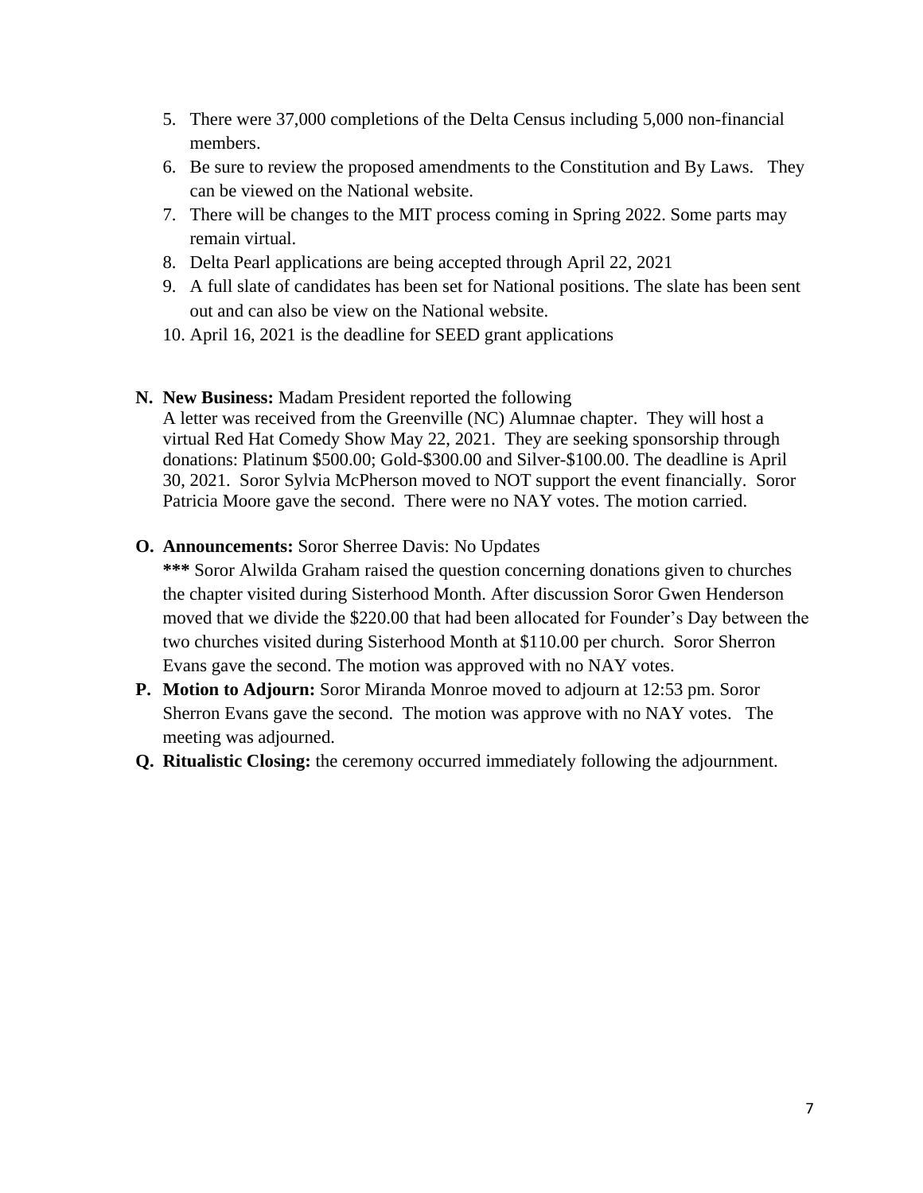5. There were 37,000 completions of the Delta Census including 5,000 non-financial members.
6. Be sure to review the proposed amendments to the Constitution and By Laws. They can be viewed on the National website.
7. There will be changes to the MIT process coming in Spring 2022. Some parts may remain virtual.
8. Delta Pearl applications are being accepted through April 22, 2021
9. A full slate of candidates has been set for National positions. The slate has been sent out and can also be view on the National website.
10. April 16, 2021 is the deadline for SEED grant applications

**N. New Business:** Madam President reported the following
A letter was received from the Greenville (NC) Alumnae chapter. They will host a virtual Red Hat Comedy Show May 22, 2021. They are seeking sponsorship through donations: Platinum $500.00; Gold-$300.00 and Silver-$100.00. The deadline is April 30, 2021. Soror Sylvia McPherson moved to NOT support the event financially. Soror Patricia Moore gave the second. There were no NAY votes. The motion carried.

**O. Announcements:** Soror Sherree Davis: No Updates
**\*\*\*** Soror Alwilda Graham raised the question concerning donations given to churches the chapter visited during Sisterhood Month. After discussion Soror Gwen Henderson moved that we divide the $220.00 that had been allocated for Founder's Day between the two churches visited during Sisterhood Month at $110.00 per church. Soror Sherron Evans gave the second. The motion was approved with no NAY votes.

**P. Motion to Adjourn:** Soror Miranda Monroe moved to adjourn at 12:53 pm. Soror Sherron Evans gave the second. The motion was approve with no NAY votes. The meeting was adjourned.

**Q. Ritualistic Closing:** the ceremony occurred immediately following the adjournment.